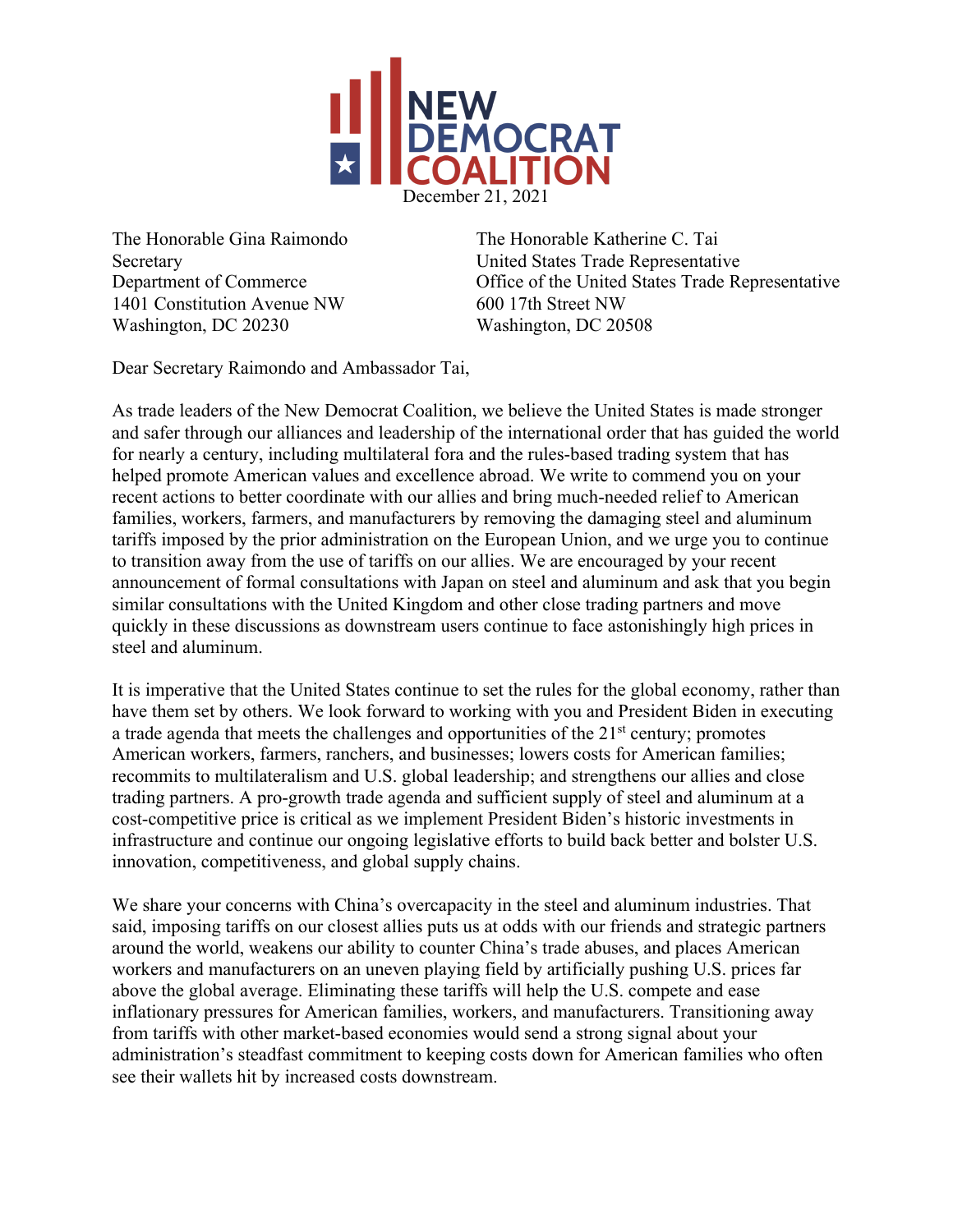NEW DEMOCRAT COALITION

December 21, 2021

The Honorable Gina Raimondo
Secretary
Department of Commerce
1401 Constitution Avenue NW
Washington, DC 20230

The Honorable Katherine C. Tai
United States Trade Representative
Office of the United States Trade Representative
600 17th Street NW
Washington, DC 20508

Dear Secretary Raimondo and Ambassador Tai,

As trade leaders of the New Democrat Coalition, we believe the United States is made stronger and safer through our alliances and leadership of the international order that has guided the world for nearly a century, including multilateral fora and the rules-based trading system that has helped promote American values and excellence abroad. We write to commend you on your recent actions to better coordinate with our allies and bring much-needed relief to American families, workers, farmers, and manufacturers by removing the damaging steel and aluminum tariffs imposed by the prior administration on the European Union, and we urge you to continue to transition away from the use of tariffs on our allies. We are encouraged by your recent announcement of formal consultations with Japan on steel and aluminum and ask that you begin similar consultations with the United Kingdom and other close trading partners and move quickly in these discussions as downstream users continue to face astonishingly high prices in steel and aluminum.

It is imperative that the United States continue to set the rules for the global economy, rather than have them set by others. We look forward to working with you and President Biden in executing a trade agenda that meets the challenges and opportunities of the 21st century; promotes American workers, farmers, ranchers, and businesses; lowers costs for American families; recommits to multilateralism and U.S. global leadership; and strengthens our allies and close trading partners. A pro-growth trade agenda and sufficient supply of steel and aluminum at a cost-competitive price is critical as we implement President Biden's historic investments in infrastructure and continue our ongoing legislative efforts to build back better and bolster U.S. innovation, competitiveness, and global supply chains.

We share your concerns with China's overcapacity in the steel and aluminum industries. That said, imposing tariffs on our closest allies puts us at odds with our friends and strategic partners around the world, weakens our ability to counter China's trade abuses, and places American workers and manufacturers on an uneven playing field by artificially pushing U.S. prices far above the global average. Eliminating these tariffs will help the U.S. compete and ease inflationary pressures for American families, workers, and manufacturers. Transitioning away from tariffs with other market-based economies would send a strong signal about your administration's steadfast commitment to keeping costs down for American families who often see their wallets hit by increased costs downstream.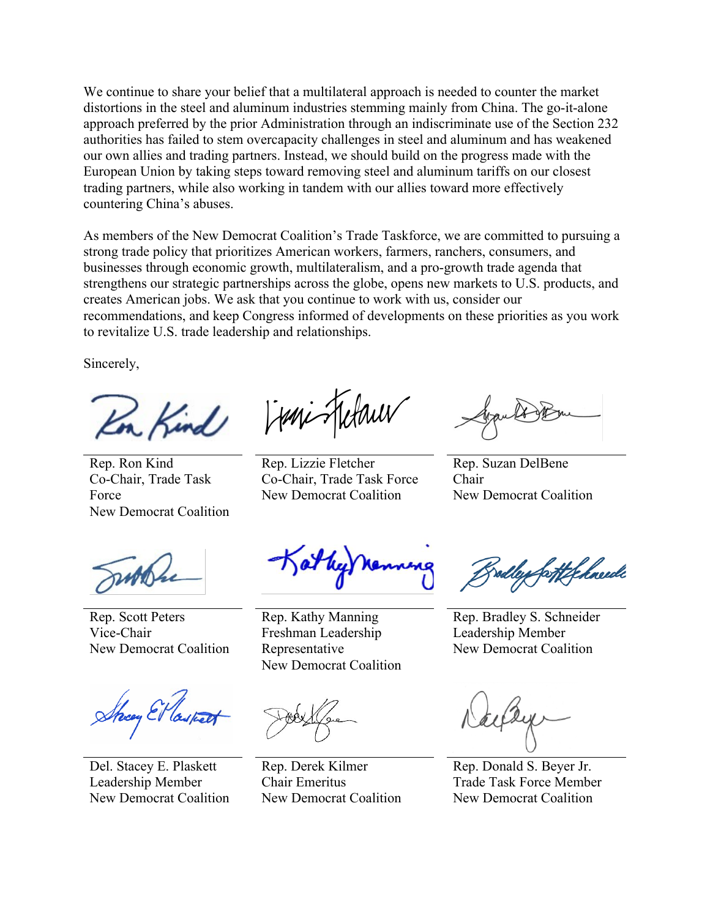We continue to share your belief that a multilateral approach is needed to counter the market distortions in the steel and aluminum industries stemming mainly from China. The go-it-alone approach preferred by the prior Administration through an indiscriminate use of the Section 232 authorities has failed to stem overcapacity challenges in steel and aluminum and has weakened our own allies and trading partners. Instead, we should build on the progress made with the European Union by taking steps toward removing steel and aluminum tariffs on our closest trading partners, while also working in tandem with our allies toward more effectively countering China's abuses.

As members of the New Democrat Coalition's Trade Taskforce, we are committed to pursuing a strong trade policy that prioritizes American workers, farmers, ranchers, consumers, and businesses through economic growth, multilateralism, and a pro-growth trade agenda that strengthens our strategic partnerships across the globe, opens new markets to U.S. products, and creates American jobs. We ask that you continue to work with us, consider our recommendations, and keep Congress informed of developments on these priorities as you work to revitalize U.S. trade leadership and relationships.

Sincerely,

Rep. Ron Kind
Co-Chair, Trade Task Force
New Democrat Coalition

Rep. Lizzie Fletcher
Co-Chair, Trade Task Force
New Democrat Coalition

Rep. Suzan DelBene
Chair
New Democrat Coalition

Rep. Scott Peters
Vice-Chair
New Democrat Coalition

Rep. Kathy Manning
Freshman Leadership Representative
New Democrat Coalition

Rep. Bradley S. Schneider
Leadership Member
New Democrat Coalition

Del. Stacey E. Plaskett
Leadership Member
New Democrat Coalition

Rep. Derek Kilmer
Chair Emeritus
New Democrat Coalition

Rep. Donald S. Beyer Jr.
Trade Task Force Member
New Democrat Coalition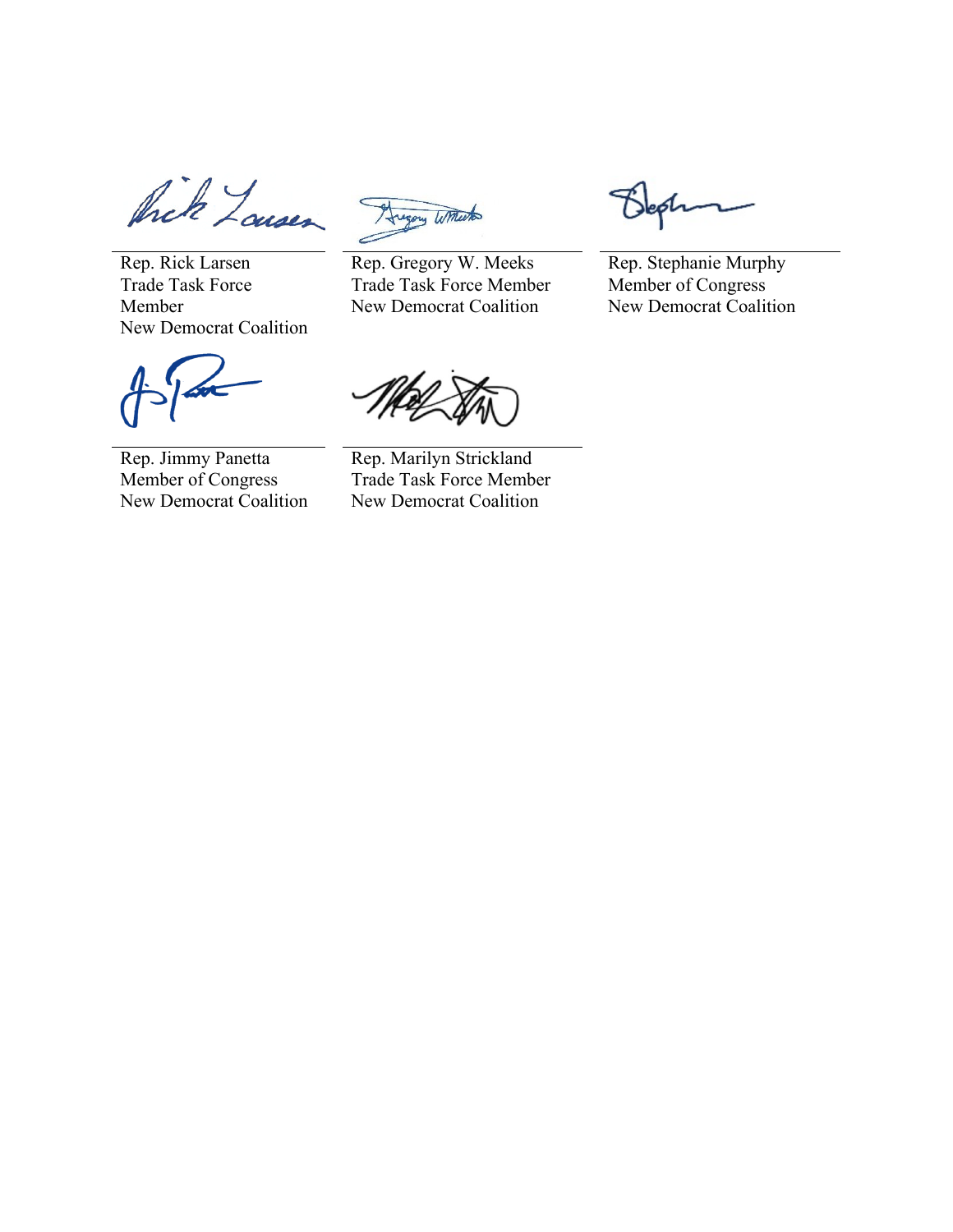Rep. Rick Larsen
Trade Task Force Member
New Democrat Coalition

Rep. Gregory W. Meeks
Trade Task Force Member
New Democrat Coalition

Rep. Stephanie Murphy
Member of Congress
New Democrat Coalition

Rep. Jimmy Panetta
Member of Congress
New Democrat Coalition

Rep. Marilyn Strickland
Trade Task Force Member
New Democrat Coalition